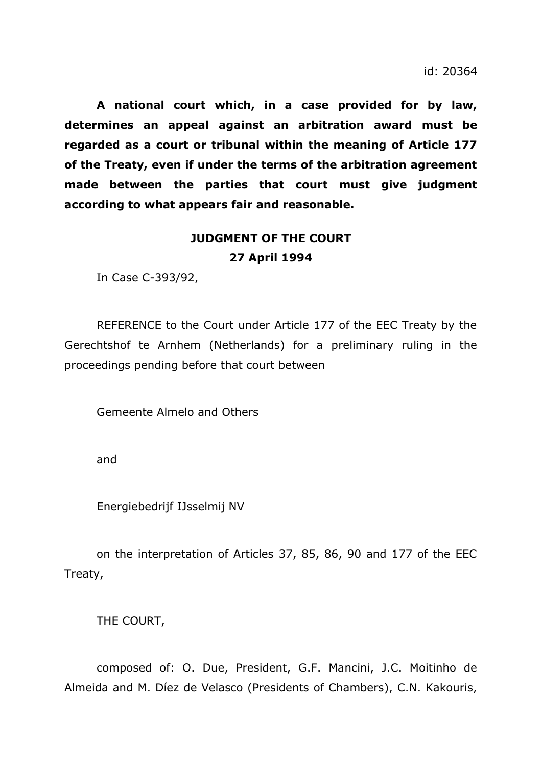id: 20364

**A national court which, in a case provided for by law, determines an appeal against an arbitration award must be regarded as a court or tribunal within the meaning of Article 177 of the Treaty, even if under the terms of the arbitration agreement made between the parties that court must give judgment according to what appears fair and reasonable.**

**JUDGMENT OF THE COURT**

**27 April 1994**

In Case C-393/92,

REFERENCE to the Court under Article 177 of the EEC Treaty by the Gerechtshof te Arnhem (Netherlands) for a preliminary ruling in the proceedings pending before that court between

Gemeente Almelo and Others

and

Energiebedrijf IJsselmij NV

on the interpretation of Articles 37, 85, 86, 90 and 177 of the EEC Treaty,

THE COURT,

composed of: O. Due, President, G.F. Mancini, J.C. Moitinho de Almeida and M. Díez de Velasco (Presidents of Chambers), C.N. Kakouris,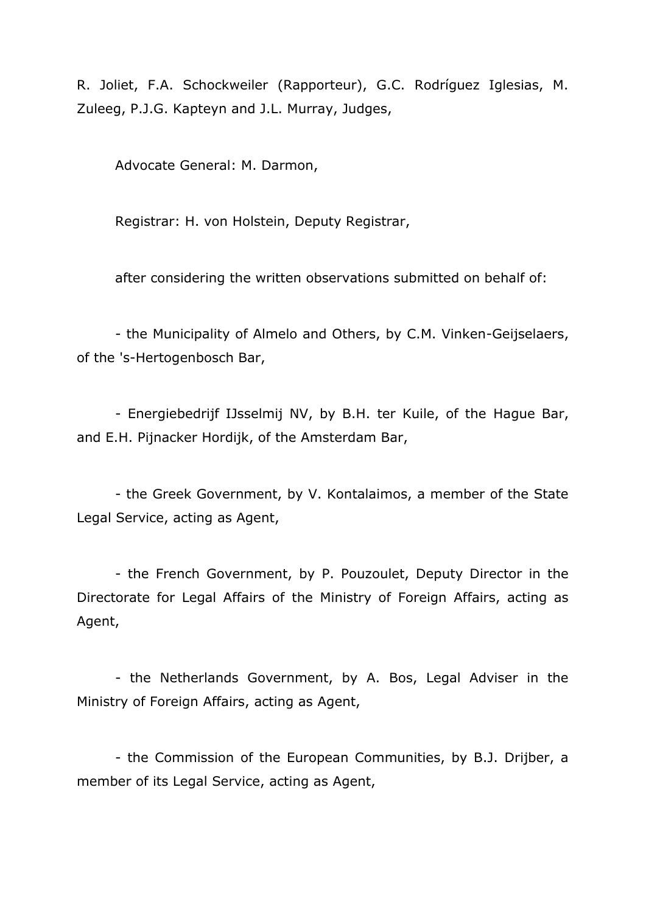R. Joliet, F.A. Schockweiler (Rapporteur), G.C. Rodríguez Iglesias, M. Zuleeg, P.J.G. Kapteyn and J.L. Murray, Judges,

Advocate General: M. Darmon,

Registrar: H. von Holstein, Deputy Registrar,

after considering the written observations submitted on behalf of:

- the Municipality of Almelo and Others, by C.M. Vinken-Geijselaers, of the 's-Hertogenbosch Bar,

- Energiebedrijf IJsselmij NV, by B.H. ter Kuile, of the Hague Bar, and E.H. Pijnacker Hordijk, of the Amsterdam Bar,

- the Greek Government, by V. Kontalaimos, a member of the State Legal Service, acting as Agent,

- the French Government, by P. Pouzoulet, Deputy Director in the Directorate for Legal Affairs of the Ministry of Foreign Affairs, acting as Agent,

- the Netherlands Government, by A. Bos, Legal Adviser in the Ministry of Foreign Affairs, acting as Agent,

- the Commission of the European Communities, by B.J. Drijber, a member of its Legal Service, acting as Agent,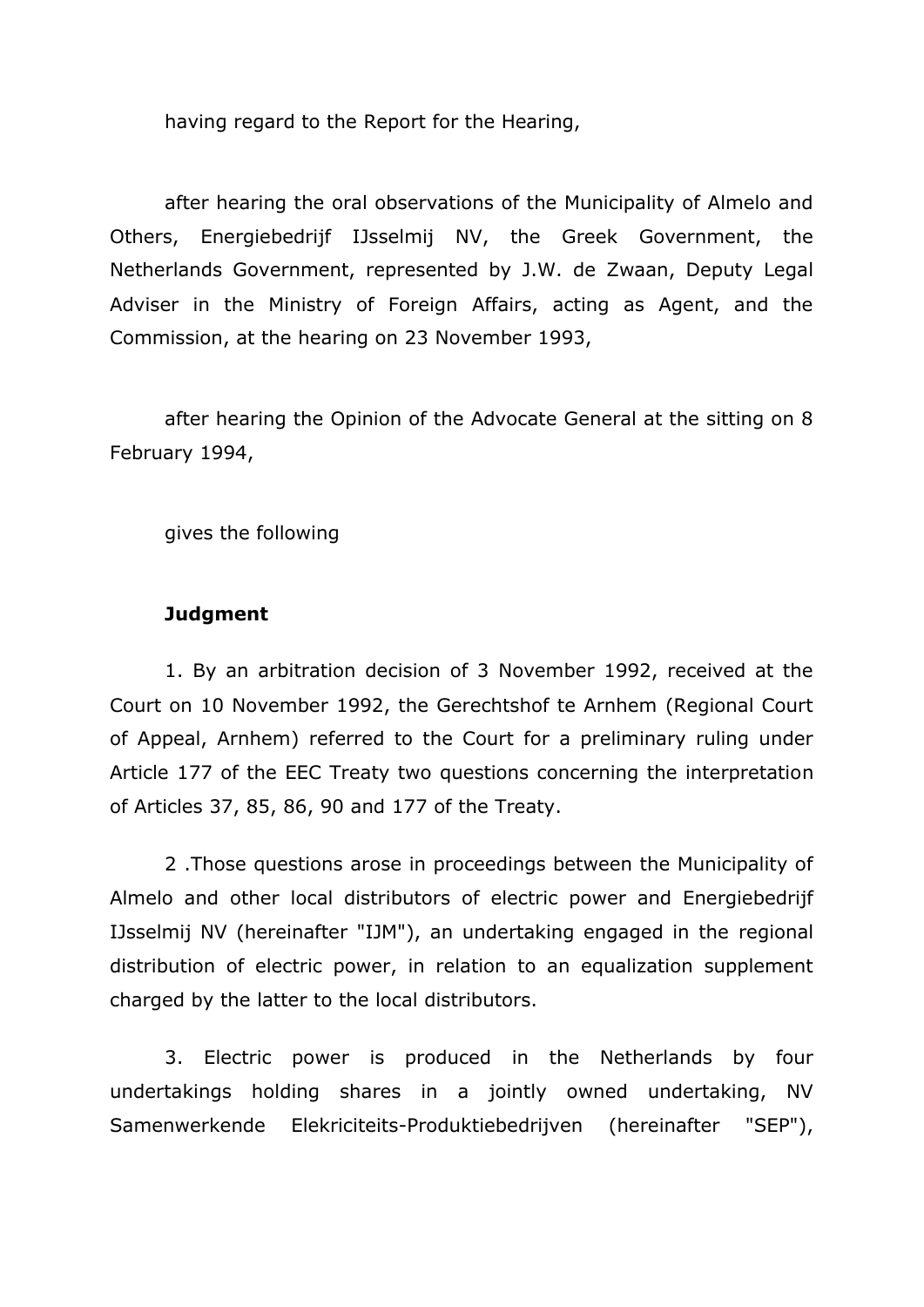having regard to the Report for the Hearing,

after hearing the oral observations of the Municipality of Almelo and Others, Energiebedrijf IJsselmij NV, the Greek Government, the Netherlands Government, represented by J.W. de Zwaan, Deputy Legal Adviser in the Ministry of Foreign Affairs, acting as Agent, and the Commission, at the hearing on 23 November 1993,

after hearing the Opinion of the Advocate General at the sitting on 8 February 1994,

gives the following

**Judgment**

1. By an arbitration decision of 3 November 1992, received at the Court on 10 November 1992, the Gerechtshof te Arnhem (Regional Court of Appeal, Arnhem) referred to the Court for a preliminary ruling under Article 177 of the EEC Treaty two questions concerning the interpretation of Articles 37, 85, 86, 90 and 177 of the Treaty.

2 .Those questions arose in proceedings between the Municipality of Almelo and other local distributors of electric power and Energiebedrijf IJsselmij NV (hereinafter "IJM"), an undertaking engaged in the regional distribution of electric power, in relation to an equalization supplement charged by the latter to the local distributors.

3. Electric power is produced in the Netherlands by four undertakings holding shares in a jointly owned undertaking, NV Samenwerkende Elekriciteits-Produktiebedrijven (hereinafter "SEP"),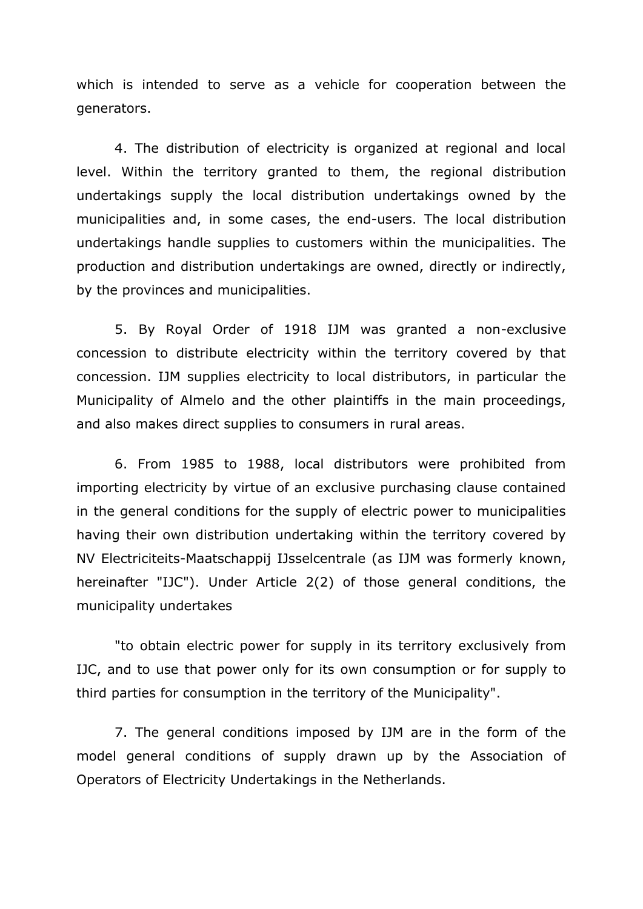which is intended to serve as a vehicle for cooperation between the generators.

4. The distribution of electricity is organized at regional and local level. Within the territory granted to them, the regional distribution undertakings supply the local distribution undertakings owned by the municipalities and, in some cases, the end-users. The local distribution undertakings handle supplies to customers within the municipalities. The production and distribution undertakings are owned, directly or indirectly, by the provinces and municipalities.

5. By Royal Order of 1918 IJM was granted a non-exclusive concession to distribute electricity within the territory covered by that concession. IJM supplies electricity to local distributors, in particular the Municipality of Almelo and the other plaintiffs in the main proceedings, and also makes direct supplies to consumers in rural areas.

6. From 1985 to 1988, local distributors were prohibited from importing electricity by virtue of an exclusive purchasing clause contained in the general conditions for the supply of electric power to municipalities having their own distribution undertaking within the territory covered by NV Electriciteits-Maatschappij IJsselcentrale (as IJM was formerly known, hereinafter "IJC"). Under Article 2(2) of those general conditions, the municipality undertakes

"to obtain electric power for supply in its territory exclusively from IJC, and to use that power only for its own consumption or for supply to third parties for consumption in the territory of the Municipality".

7. The general conditions imposed by IJM are in the form of the model general conditions of supply drawn up by the Association of Operators of Electricity Undertakings in the Netherlands.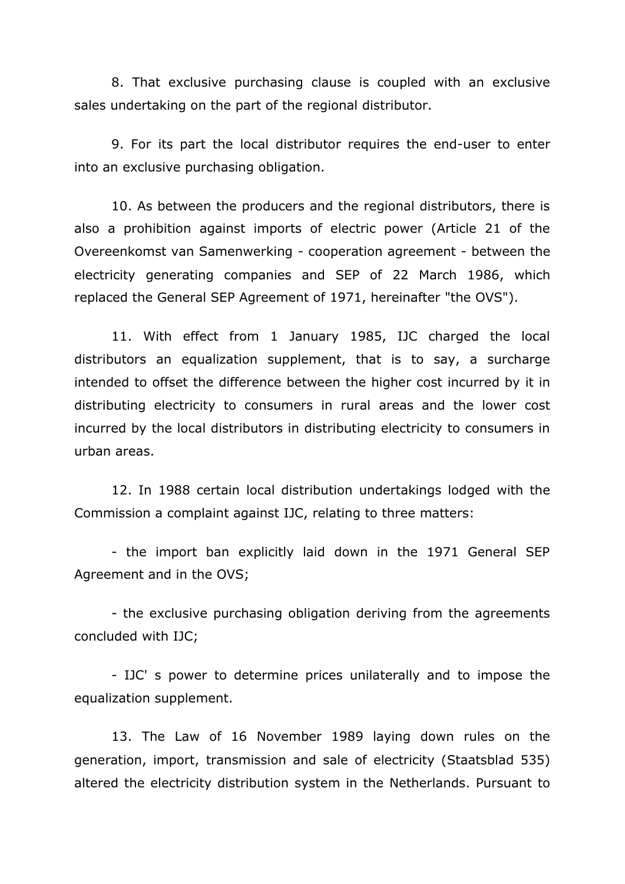8. That exclusive purchasing clause is coupled with an exclusive sales undertaking on the part of the regional distributor.

9. For its part the local distributor requires the end-user to enter into an exclusive purchasing obligation.

10. As between the producers and the regional distributors, there is also a prohibition against imports of electric power (Article 21 of the Overeenkomst van Samenwerking - cooperation agreement - between the electricity generating companies and SEP of 22 March 1986, which replaced the General SEP Agreement of 1971, hereinafter "the OVS").

11. With effect from 1 January 1985, IJC charged the local distributors an equalization supplement, that is to say, a surcharge intended to offset the difference between the higher cost incurred by it in distributing electricity to consumers in rural areas and the lower cost incurred by the local distributors in distributing electricity to consumers in urban areas.

12. In 1988 certain local distribution undertakings lodged with the Commission a complaint against IJC, relating to three matters:

- the import ban explicitly laid down in the 1971 General SEP Agreement and in the OVS;

- the exclusive purchasing obligation deriving from the agreements concluded with IJC;

- IJC' s power to determine prices unilaterally and to impose the equalization supplement.

13. The Law of 16 November 1989 laying down rules on the generation, import, transmission and sale of electricity (Staatsblad 535) altered the electricity distribution system in the Netherlands. Pursuant to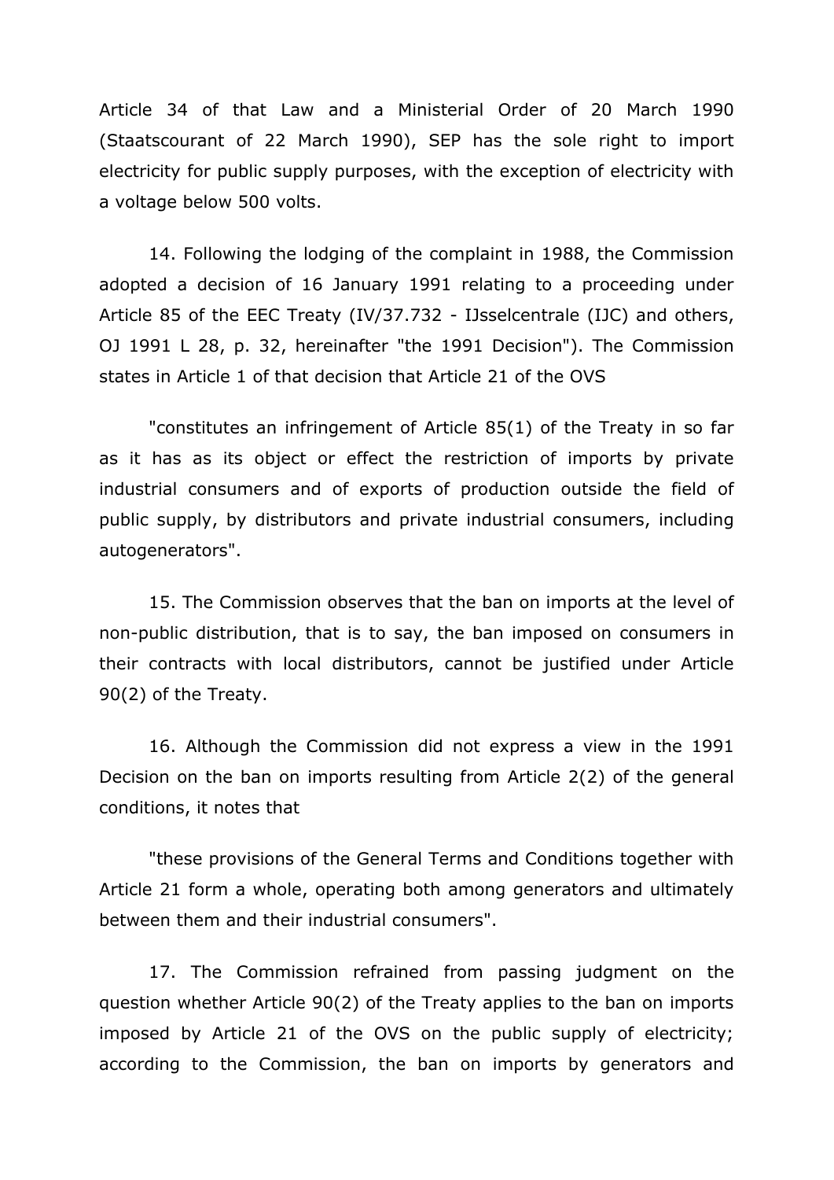Article 34 of that Law and a Ministerial Order of 20 March 1990 (Staatscourant of 22 March 1990), SEP has the sole right to import electricity for public supply purposes, with the exception of electricity with a voltage below 500 volts.

14. Following the lodging of the complaint in 1988, the Commission adopted a decision of 16 January 1991 relating to a proceeding under Article 85 of the EEC Treaty (IV/37.732 - IJsselcentrale (IJC) and others, OJ 1991 L 28, p. 32, hereinafter "the 1991 Decision"). The Commission states in Article 1 of that decision that Article 21 of the OVS

"constitutes an infringement of Article 85(1) of the Treaty in so far as it has as its object or effect the restriction of imports by private industrial consumers and of exports of production outside the field of public supply, by distributors and private industrial consumers, including autogenerators".

15. The Commission observes that the ban on imports at the level of non-public distribution, that is to say, the ban imposed on consumers in their contracts with local distributors, cannot be justified under Article 90(2) of the Treaty.

16. Although the Commission did not express a view in the 1991 Decision on the ban on imports resulting from Article 2(2) of the general conditions, it notes that

"these provisions of the General Terms and Conditions together with Article 21 form a whole, operating both among generators and ultimately between them and their industrial consumers".

17. The Commission refrained from passing judgment on the question whether Article 90(2) of the Treaty applies to the ban on imports imposed by Article 21 of the OVS on the public supply of electricity; according to the Commission, the ban on imports by generators and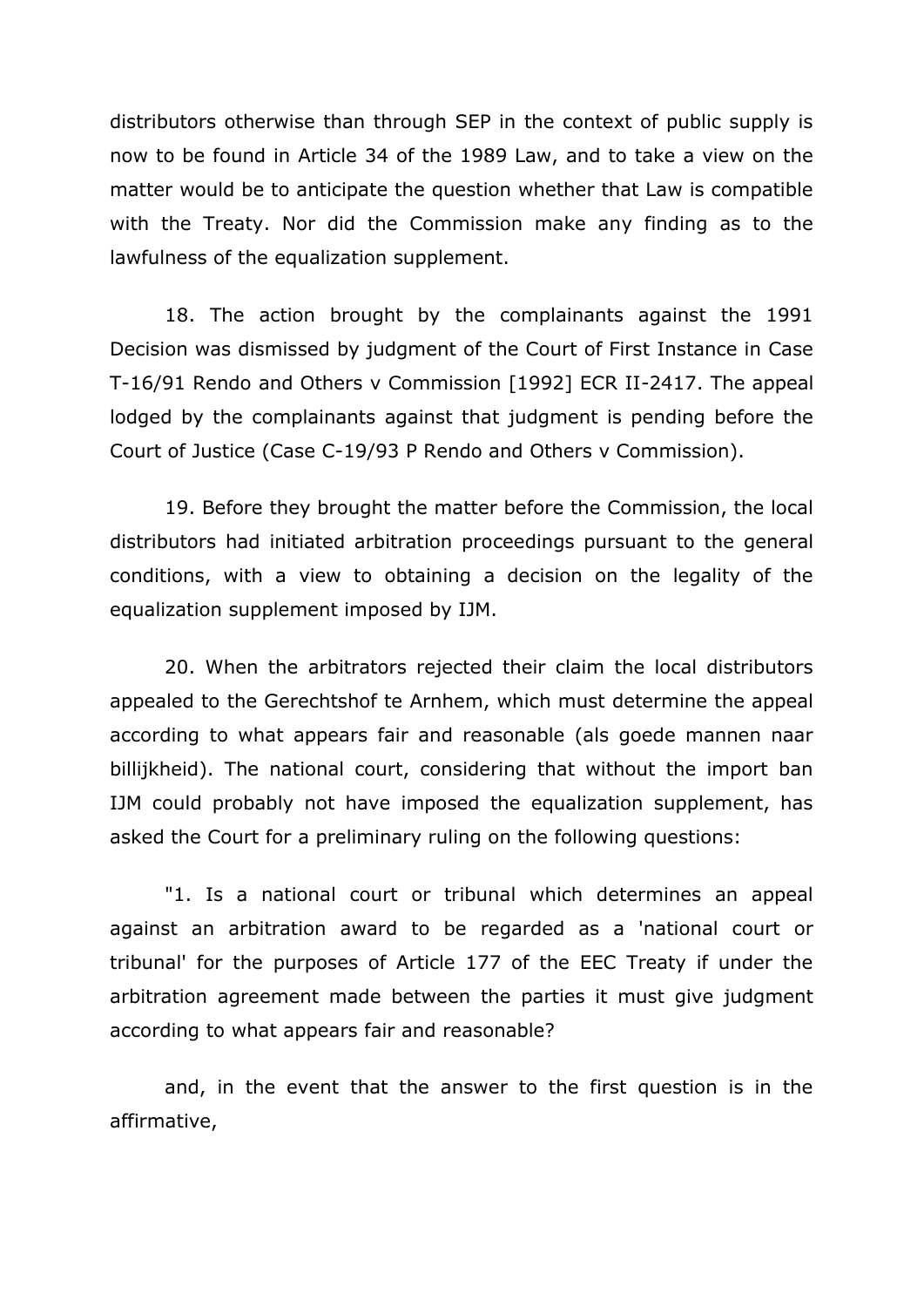distributors otherwise than through SEP in the context of public supply is now to be found in Article 34 of the 1989 Law, and to take a view on the matter would be to anticipate the question whether that Law is compatible with the Treaty. Nor did the Commission make any finding as to the lawfulness of the equalization supplement.

18. The action brought by the complainants against the 1991 Decision was dismissed by judgment of the Court of First Instance in Case T-16/91 Rendo and Others v Commission [1992] ECR II-2417. The appeal lodged by the complainants against that judgment is pending before the Court of Justice (Case C-19/93 P Rendo and Others v Commission).

19. Before they brought the matter before the Commission, the local distributors had initiated arbitration proceedings pursuant to the general conditions, with a view to obtaining a decision on the legality of the equalization supplement imposed by IJM.

20. When the arbitrators rejected their claim the local distributors appealed to the Gerechtshof te Arnhem, which must determine the appeal according to what appears fair and reasonable (als goede mannen naar billijkheid). The national court, considering that without the import ban IJM could probably not have imposed the equalization supplement, has asked the Court for a preliminary ruling on the following questions:

"1. Is a national court or tribunal which determines an appeal against an arbitration award to be regarded as a 'national court or tribunal' for the purposes of Article 177 of the EEC Treaty if under the arbitration agreement made between the parties it must give judgment according to what appears fair and reasonable?

and, in the event that the answer to the first question is in the affirmative,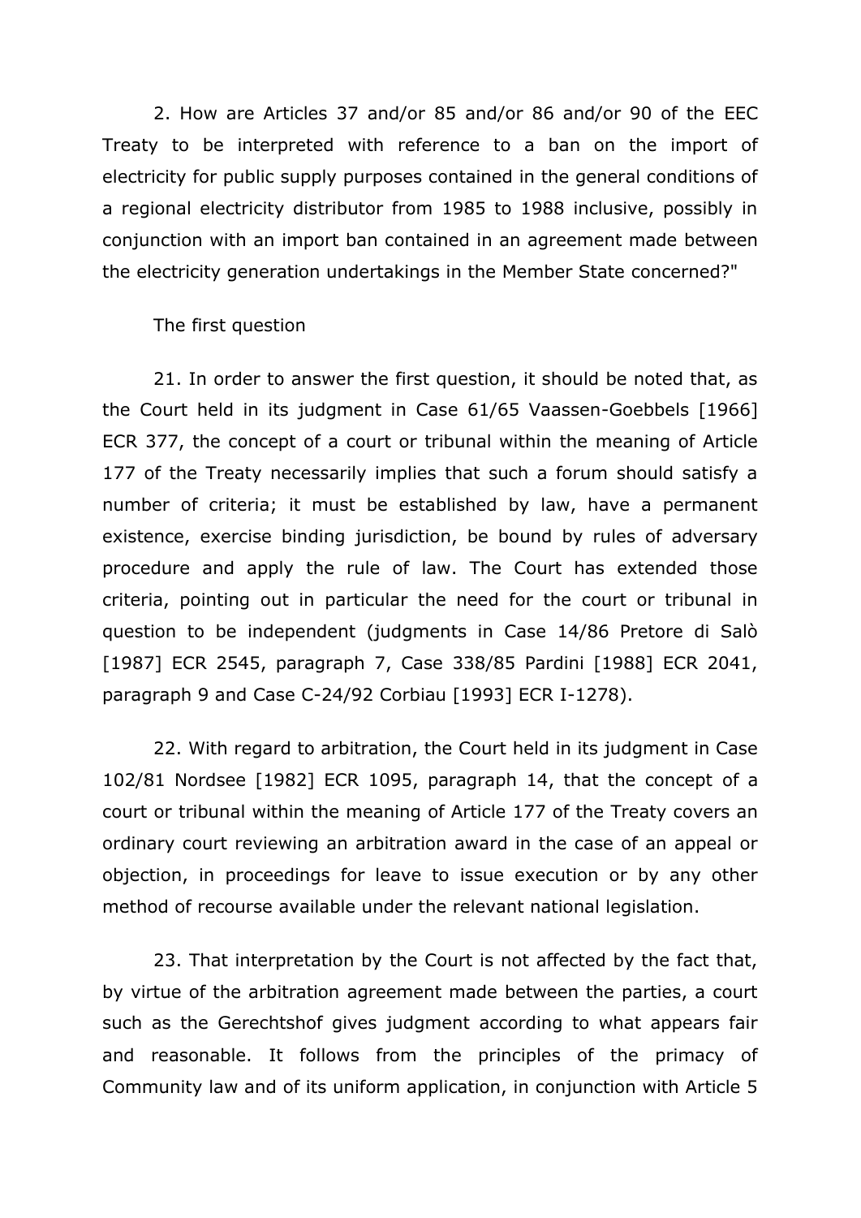2. How are Articles 37 and/or 85 and/or 86 and/or 90 of the EEC Treaty to be interpreted with reference to a ban on the import of electricity for public supply purposes contained in the general conditions of a regional electricity distributor from 1985 to 1988 inclusive, possibly in conjunction with an import ban contained in an agreement made between the electricity generation undertakings in the Member State concerned?"

The first question

21. In order to answer the first question, it should be noted that, as the Court held in its judgment in Case 61/65 Vaassen-Goebbels [1966] ECR 377, the concept of a court or tribunal within the meaning of Article 177 of the Treaty necessarily implies that such a forum should satisfy a number of criteria; it must be established by law, have a permanent existence, exercise binding jurisdiction, be bound by rules of adversary procedure and apply the rule of law. The Court has extended those criteria, pointing out in particular the need for the court or tribunal in question to be independent (judgments in Case 14/86 Pretore di Salò [1987] ECR 2545, paragraph 7, Case 338/85 Pardini [1988] ECR 2041, paragraph 9 and Case C-24/92 Corbiau [1993] ECR I-1278).

22. With regard to arbitration, the Court held in its judgment in Case 102/81 Nordsee [1982] ECR 1095, paragraph 14, that the concept of a court or tribunal within the meaning of Article 177 of the Treaty covers an ordinary court reviewing an arbitration award in the case of an appeal or objection, in proceedings for leave to issue execution or by any other method of recourse available under the relevant national legislation.

23. That interpretation by the Court is not affected by the fact that, by virtue of the arbitration agreement made between the parties, a court such as the Gerechtshof gives judgment according to what appears fair and reasonable. It follows from the principles of the primacy of Community law and of its uniform application, in conjunction with Article 5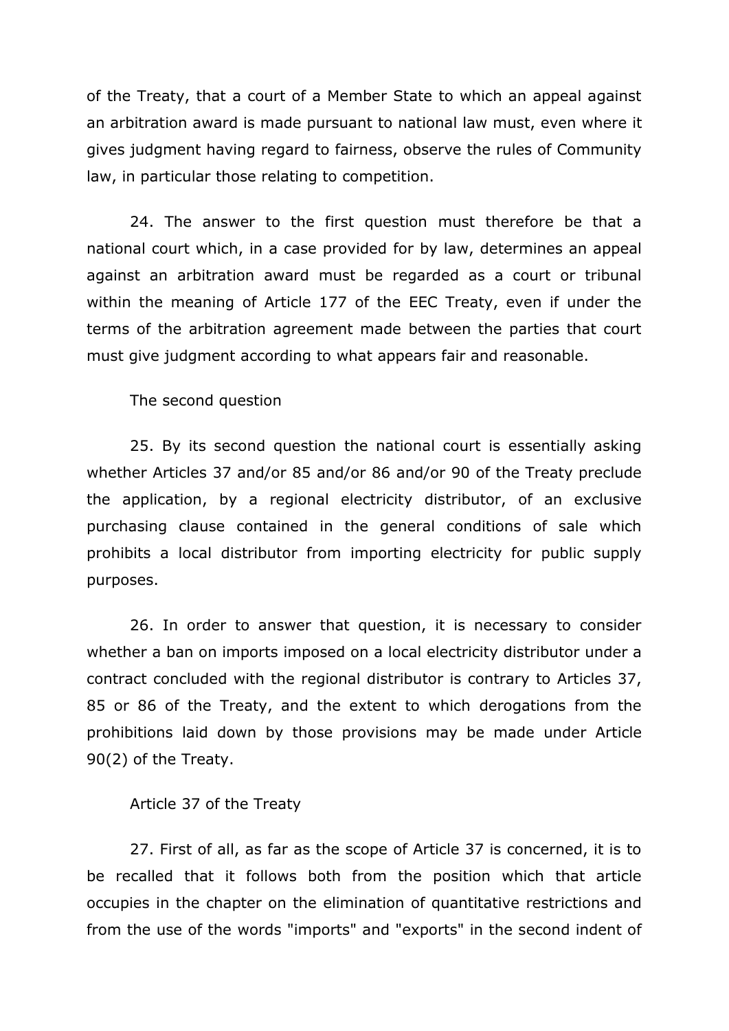of the Treaty, that a court of a Member State to which an appeal against an arbitration award is made pursuant to national law must, even where it gives judgment having regard to fairness, observe the rules of Community law, in particular those relating to competition.

24. The answer to the first question must therefore be that a national court which, in a case provided for by law, determines an appeal against an arbitration award must be regarded as a court or tribunal within the meaning of Article 177 of the EEC Treaty, even if under the terms of the arbitration agreement made between the parties that court must give judgment according to what appears fair and reasonable.

The second question

25. By its second question the national court is essentially asking whether Articles 37 and/or 85 and/or 86 and/or 90 of the Treaty preclude the application, by a regional electricity distributor, of an exclusive purchasing clause contained in the general conditions of sale which prohibits a local distributor from importing electricity for public supply purposes.

26. In order to answer that question, it is necessary to consider whether a ban on imports imposed on a local electricity distributor under a contract concluded with the regional distributor is contrary to Articles 37, 85 or 86 of the Treaty, and the extent to which derogations from the prohibitions laid down by those provisions may be made under Article 90(2) of the Treaty.

Article 37 of the Treaty

27. First of all, as far as the scope of Article 37 is concerned, it is to be recalled that it follows both from the position which that article occupies in the chapter on the elimination of quantitative restrictions and from the use of the words "imports" and "exports" in the second indent of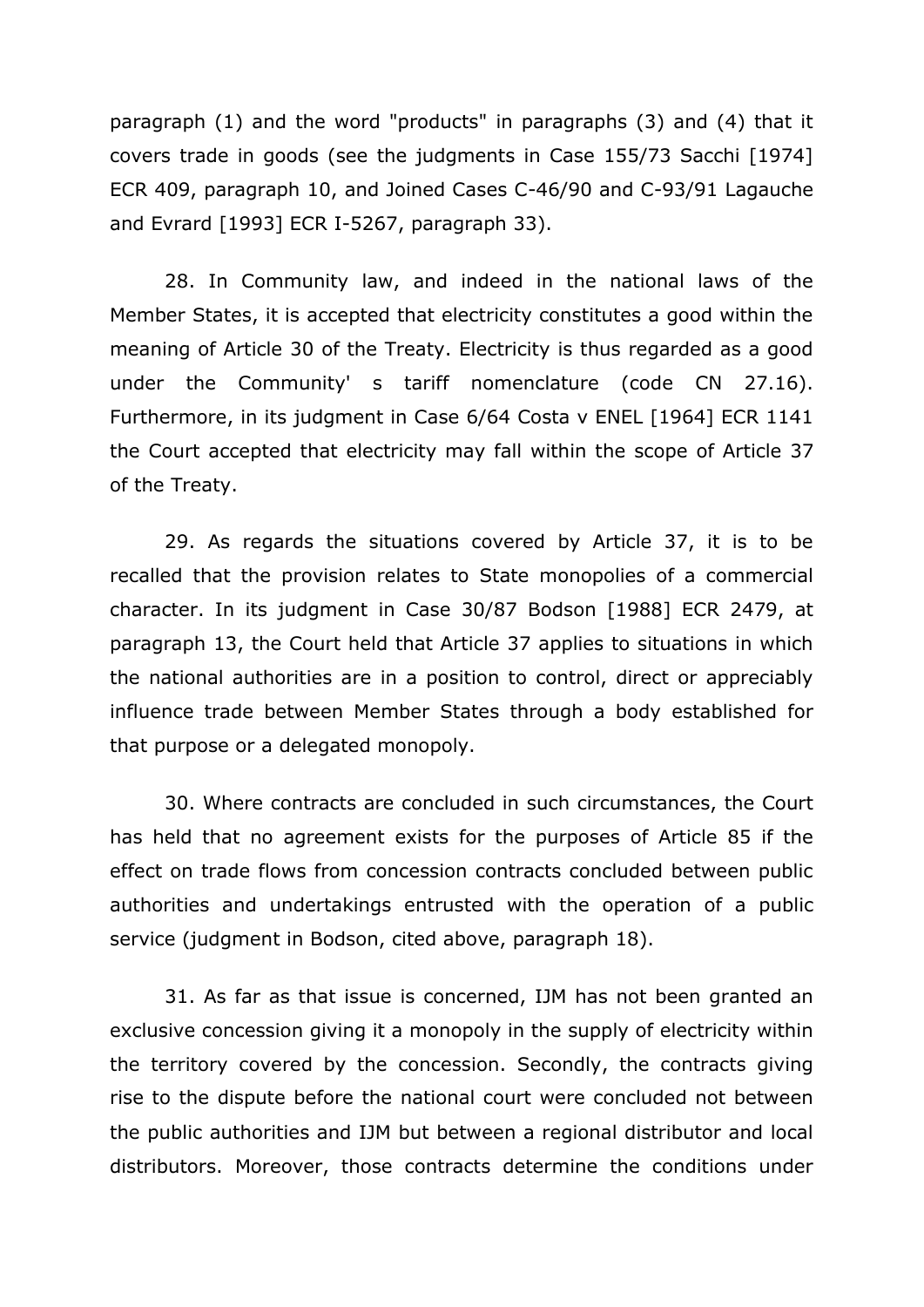paragraph (1) and the word "products" in paragraphs (3) and (4) that it covers trade in goods (see the judgments in Case 155/73 Sacchi [1974] ECR 409, paragraph 10, and Joined Cases C-46/90 and C-93/91 Lagauche and Evrard [1993] ECR I-5267, paragraph 33).

28. In Community law, and indeed in the national laws of the Member States, it is accepted that electricity constitutes a good within the meaning of Article 30 of the Treaty. Electricity is thus regarded as a good under the Community' s tariff nomenclature (code CN 27.16). Furthermore, in its judgment in Case 6/64 Costa v ENEL [1964] ECR 1141 the Court accepted that electricity may fall within the scope of Article 37 of the Treaty.

29. As regards the situations covered by Article 37, it is to be recalled that the provision relates to State monopolies of a commercial character. In its judgment in Case 30/87 Bodson [1988] ECR 2479, at paragraph 13, the Court held that Article 37 applies to situations in which the national authorities are in a position to control, direct or appreciably influence trade between Member States through a body established for that purpose or a delegated monopoly.

30. Where contracts are concluded in such circumstances, the Court has held that no agreement exists for the purposes of Article 85 if the effect on trade flows from concession contracts concluded between public authorities and undertakings entrusted with the operation of a public service (judgment in Bodson, cited above, paragraph 18).

31. As far as that issue is concerned, IJM has not been granted an exclusive concession giving it a monopoly in the supply of electricity within the territory covered by the concession. Secondly, the contracts giving rise to the dispute before the national court were concluded not between the public authorities and IJM but between a regional distributor and local distributors. Moreover, those contracts determine the conditions under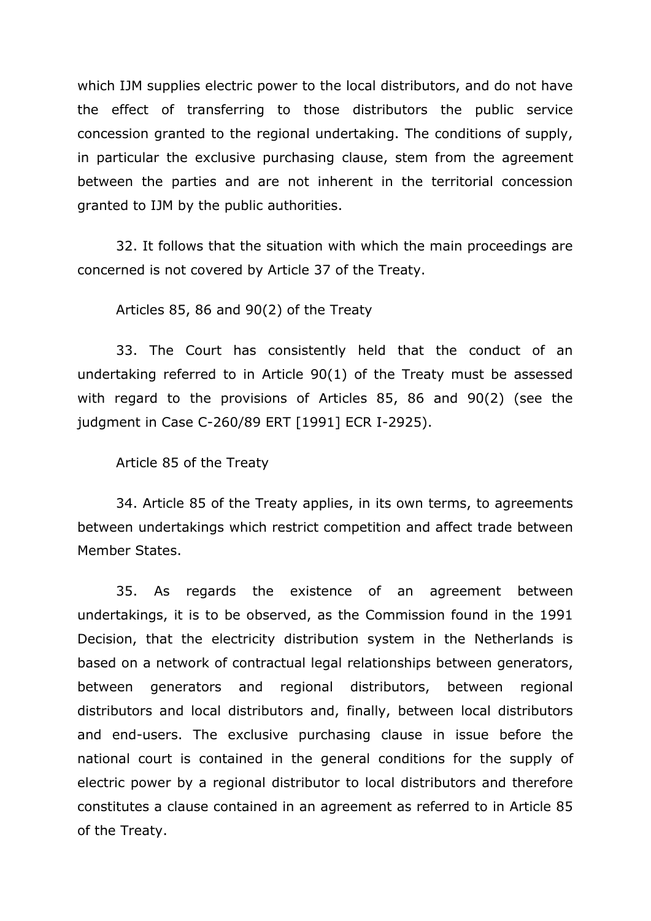which IJM supplies electric power to the local distributors, and do not have the effect of transferring to those distributors the public service concession granted to the regional undertaking. The conditions of supply, in particular the exclusive purchasing clause, stem from the agreement between the parties and are not inherent in the territorial concession granted to IJM by the public authorities.

32. It follows that the situation with which the main proceedings are concerned is not covered by Article 37 of the Treaty.

### Articles 85, 86 and 90(2) of the Treaty

33. The Court has consistently held that the conduct of an undertaking referred to in Article 90(1) of the Treaty must be assessed with regard to the provisions of Articles 85, 86 and 90(2) (see the judgment in Case C-260/89 ERT [1991] ECR I-2925).

### Article 85 of the Treaty

34. Article 85 of the Treaty applies, in its own terms, to agreements between undertakings which restrict competition and affect trade between Member States.

35. As regards the existence of an agreement between undertakings, it is to be observed, as the Commission found in the 1991 Decision, that the electricity distribution system in the Netherlands is based on a network of contractual legal relationships between generators, between generators and regional distributors, between regional distributors and local distributors and, finally, between local distributors and end-users. The exclusive purchasing clause in issue before the national court is contained in the general conditions for the supply of electric power by a regional distributor to local distributors and therefore constitutes a clause contained in an agreement as referred to in Article 85 of the Treaty.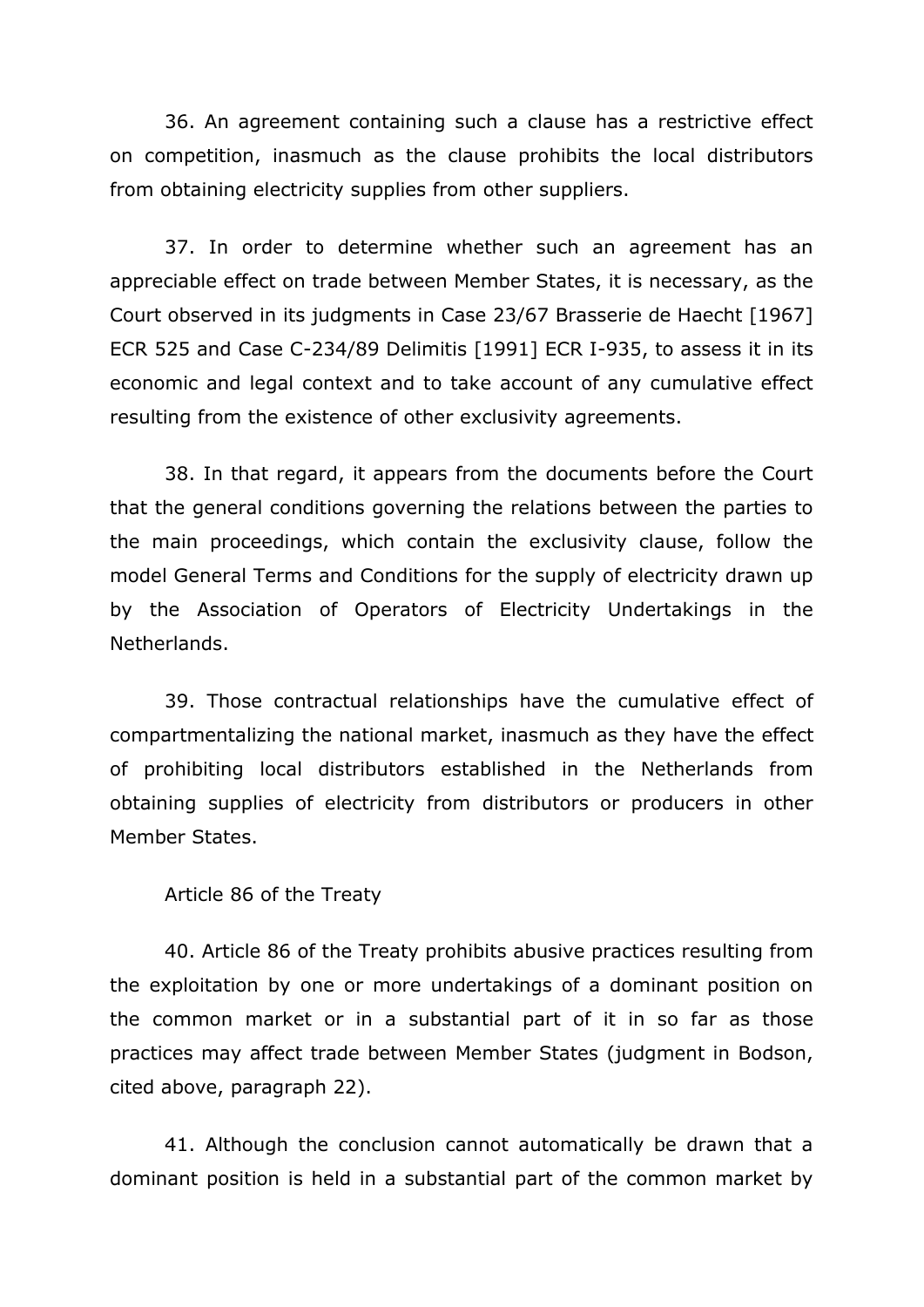36. An agreement containing such a clause has a restrictive effect on competition, inasmuch as the clause prohibits the local distributors from obtaining electricity supplies from other suppliers.

37. In order to determine whether such an agreement has an appreciable effect on trade between Member States, it is necessary, as the Court observed in its judgments in Case 23/67 Brasserie de Haecht [1967] ECR 525 and Case C-234/89 Delimitis [1991] ECR I-935, to assess it in its economic and legal context and to take account of any cumulative effect resulting from the existence of other exclusivity agreements.

38. In that regard, it appears from the documents before the Court that the general conditions governing the relations between the parties to the main proceedings, which contain the exclusivity clause, follow the model General Terms and Conditions for the supply of electricity drawn up by the Association of Operators of Electricity Undertakings in the Netherlands.

39. Those contractual relationships have the cumulative effect of compartmentalizing the national market, inasmuch as they have the effect of prohibiting local distributors established in the Netherlands from obtaining supplies of electricity from distributors or producers in other Member States.

Article 86 of the Treaty

40. Article 86 of the Treaty prohibits abusive practices resulting from the exploitation by one or more undertakings of a dominant position on the common market or in a substantial part of it in so far as those practices may affect trade between Member States (judgment in Bodson, cited above, paragraph 22).

41. Although the conclusion cannot automatically be drawn that a dominant position is held in a substantial part of the common market by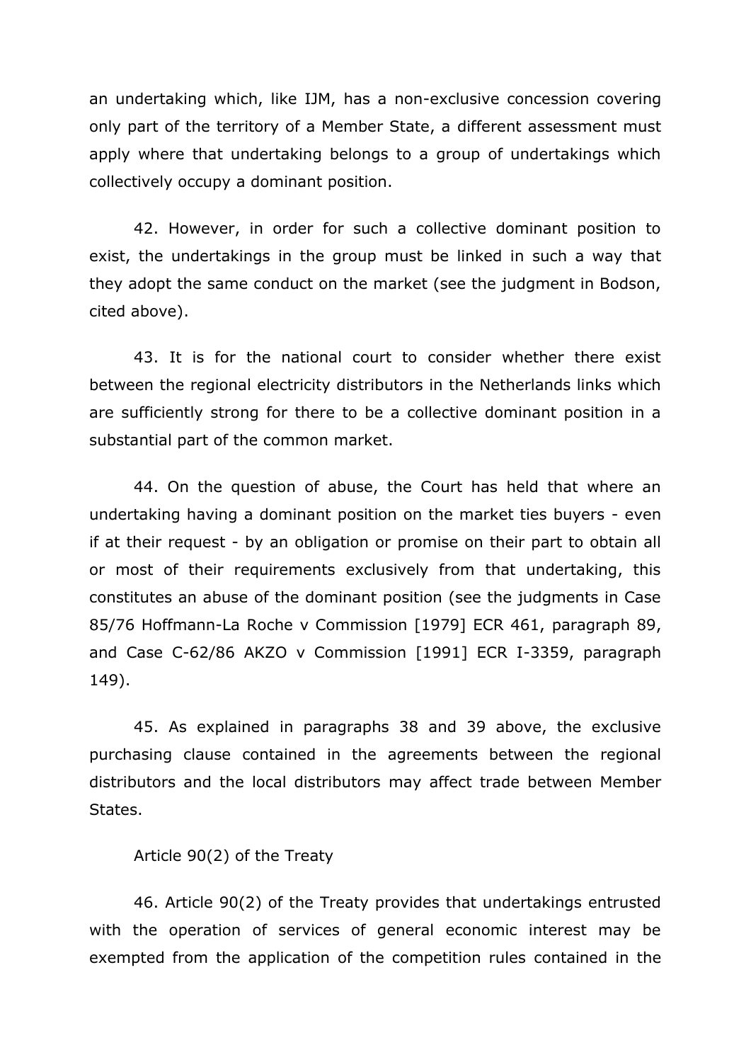an undertaking which, like IJM, has a non-exclusive concession covering only part of the territory of a Member State, a different assessment must apply where that undertaking belongs to a group of undertakings which collectively occupy a dominant position.

42. However, in order for such a collective dominant position to exist, the undertakings in the group must be linked in such a way that they adopt the same conduct on the market (see the judgment in Bodson, cited above).

43. It is for the national court to consider whether there exist between the regional electricity distributors in the Netherlands links which are sufficiently strong for there to be a collective dominant position in a substantial part of the common market.

44. On the question of abuse, the Court has held that where an undertaking having a dominant position on the market ties buyers - even if at their request - by an obligation or promise on their part to obtain all or most of their requirements exclusively from that undertaking, this constitutes an abuse of the dominant position (see the judgments in Case 85/76 Hoffmann-La Roche v Commission [1979] ECR 461, paragraph 89, and Case C-62/86 AKZO v Commission [1991] ECR I-3359, paragraph 149).

45. As explained in paragraphs 38 and 39 above, the exclusive purchasing clause contained in the agreements between the regional distributors and the local distributors may affect trade between Member States.

Article 90(2) of the Treaty

46. Article 90(2) of the Treaty provides that undertakings entrusted with the operation of services of general economic interest may be exempted from the application of the competition rules contained in the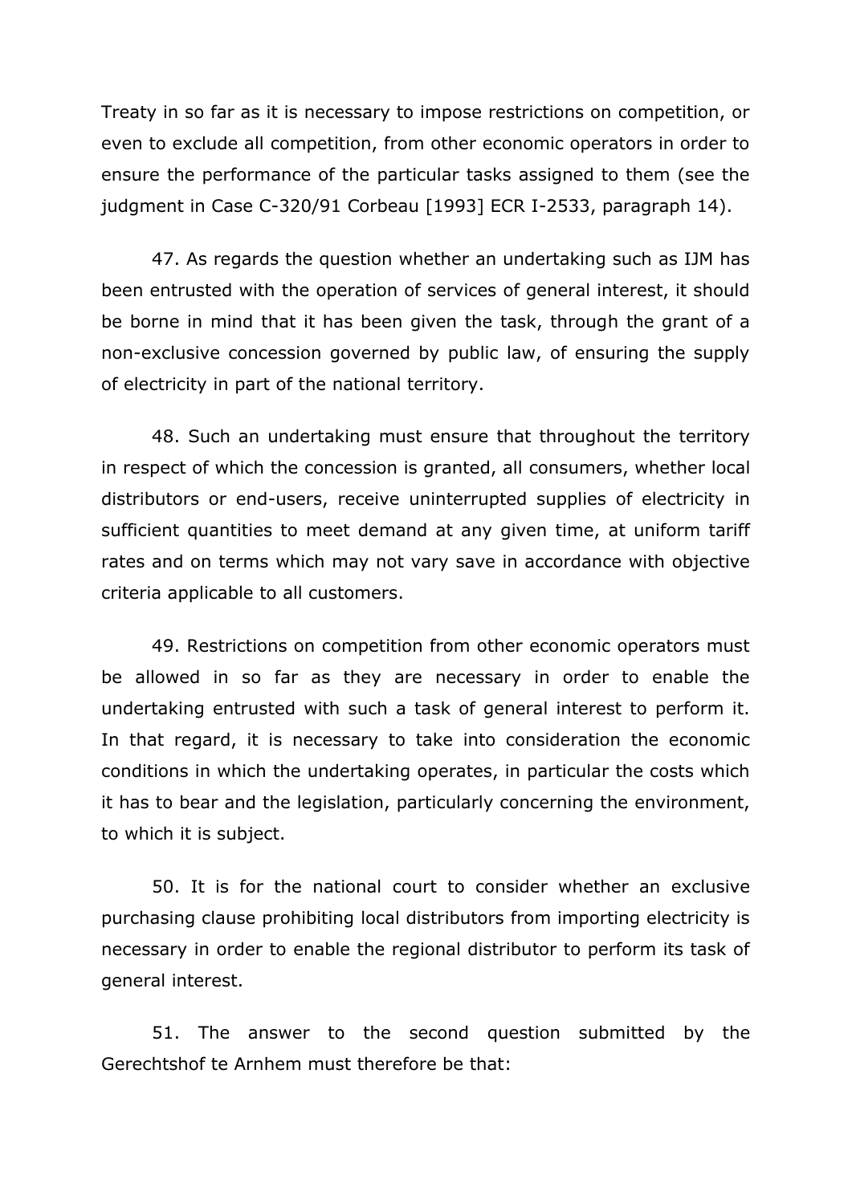Treaty in so far as it is necessary to impose restrictions on competition, or even to exclude all competition, from other economic operators in order to ensure the performance of the particular tasks assigned to them (see the judgment in Case C-320/91 Corbeau [1993] ECR I-2533, paragraph 14).

47. As regards the question whether an undertaking such as IJM has been entrusted with the operation of services of general interest, it should be borne in mind that it has been given the task, through the grant of a non-exclusive concession governed by public law, of ensuring the supply of electricity in part of the national territory.

48. Such an undertaking must ensure that throughout the territory in respect of which the concession is granted, all consumers, whether local distributors or end-users, receive uninterrupted supplies of electricity in sufficient quantities to meet demand at any given time, at uniform tariff rates and on terms which may not vary save in accordance with objective criteria applicable to all customers.

49. Restrictions on competition from other economic operators must be allowed in so far as they are necessary in order to enable the undertaking entrusted with such a task of general interest to perform it. In that regard, it is necessary to take into consideration the economic conditions in which the undertaking operates, in particular the costs which it has to bear and the legislation, particularly concerning the environment, to which it is subject.

50. It is for the national court to consider whether an exclusive purchasing clause prohibiting local distributors from importing electricity is necessary in order to enable the regional distributor to perform its task of general interest.

51. The answer to the second question submitted by the Gerechtshof te Arnhem must therefore be that: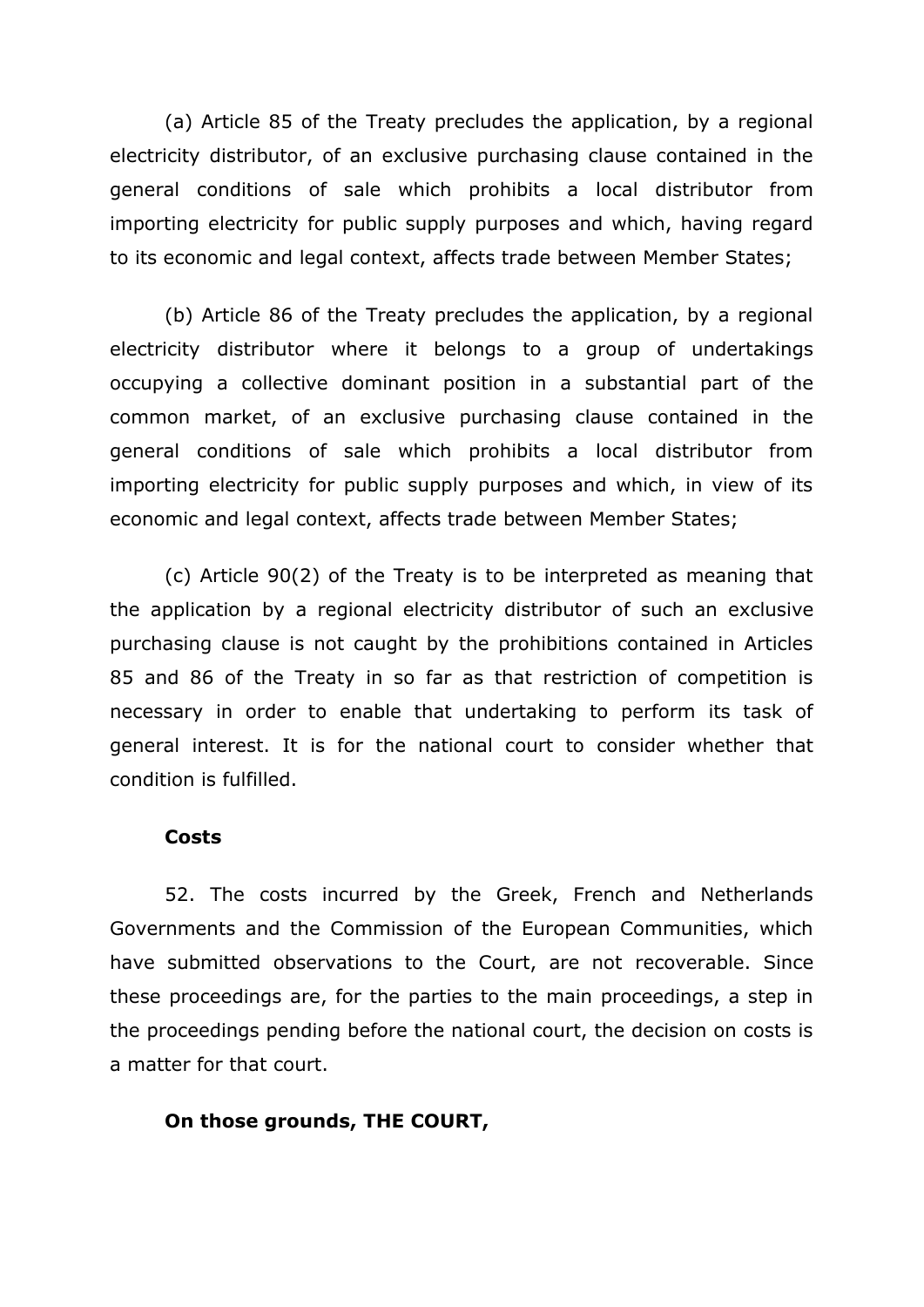(a) Article 85 of the Treaty precludes the application, by a regional electricity distributor, of an exclusive purchasing clause contained in the general conditions of sale which prohibits a local distributor from importing electricity for public supply purposes and which, having regard to its economic and legal context, affects trade between Member States;

(b) Article 86 of the Treaty precludes the application, by a regional electricity distributor where it belongs to a group of undertakings occupying a collective dominant position in a substantial part of the common market, of an exclusive purchasing clause contained in the general conditions of sale which prohibits a local distributor from importing electricity for public supply purposes and which, in view of its economic and legal context, affects trade between Member States;

(c) Article 90(2) of the Treaty is to be interpreted as meaning that the application by a regional electricity distributor of such an exclusive purchasing clause is not caught by the prohibitions contained in Articles 85 and 86 of the Treaty in so far as that restriction of competition is necessary in order to enable that undertaking to perform its task of general interest. It is for the national court to consider whether that condition is fulfilled.

**Costs**

52. The costs incurred by the Greek, French and Netherlands Governments and the Commission of the European Communities, which have submitted observations to the Court, are not recoverable. Since these proceedings are, for the parties to the main proceedings, a step in the proceedings pending before the national court, the decision on costs is a matter for that court.

**On those grounds, THE COURT,**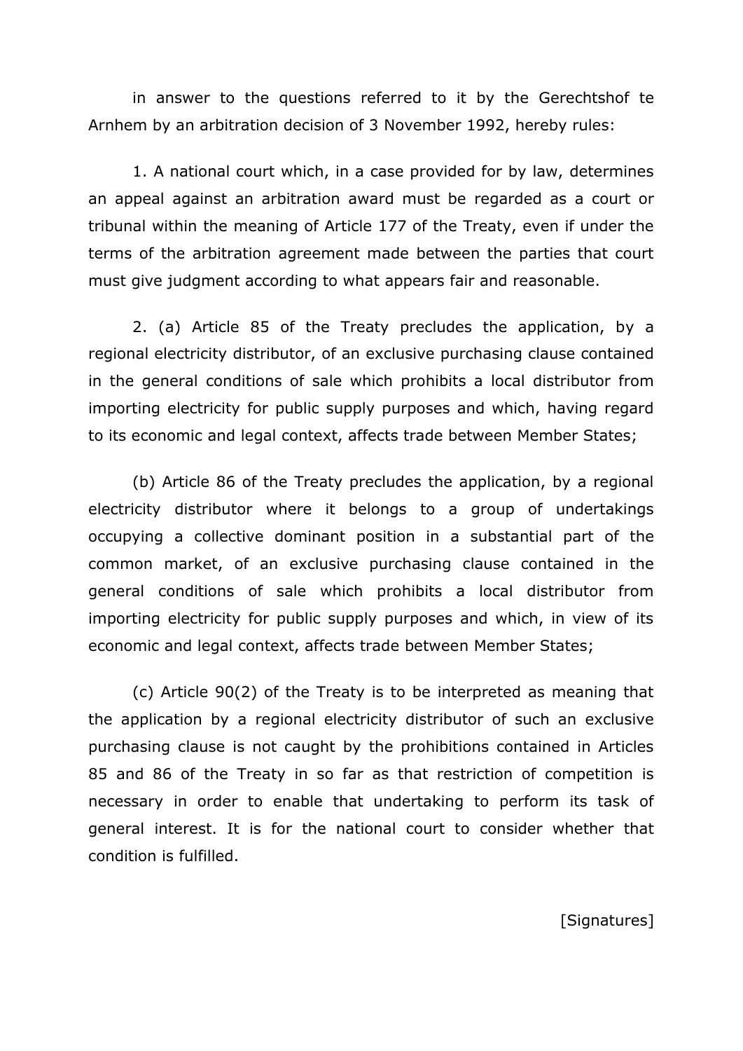in answer to the questions referred to it by the Gerechtshof te Arnhem by an arbitration decision of 3 November 1992, hereby rules:

1. A national court which, in a case provided for by law, determines an appeal against an arbitration award must be regarded as a court or tribunal within the meaning of Article 177 of the Treaty, even if under the terms of the arbitration agreement made between the parties that court must give judgment according to what appears fair and reasonable.

2. (a) Article 85 of the Treaty precludes the application, by a regional electricity distributor, of an exclusive purchasing clause contained in the general conditions of sale which prohibits a local distributor from importing electricity for public supply purposes and which, having regard to its economic and legal context, affects trade between Member States;

(b) Article 86 of the Treaty precludes the application, by a regional electricity distributor where it belongs to a group of undertakings occupying a collective dominant position in a substantial part of the common market, of an exclusive purchasing clause contained in the general conditions of sale which prohibits a local distributor from importing electricity for public supply purposes and which, in view of its economic and legal context, affects trade between Member States;

(c) Article 90(2) of the Treaty is to be interpreted as meaning that the application by a regional electricity distributor of such an exclusive purchasing clause is not caught by the prohibitions contained in Articles 85 and 86 of the Treaty in so far as that restriction of competition is necessary in order to enable that undertaking to perform its task of general interest. It is for the national court to consider whether that condition is fulfilled.

[Signatures]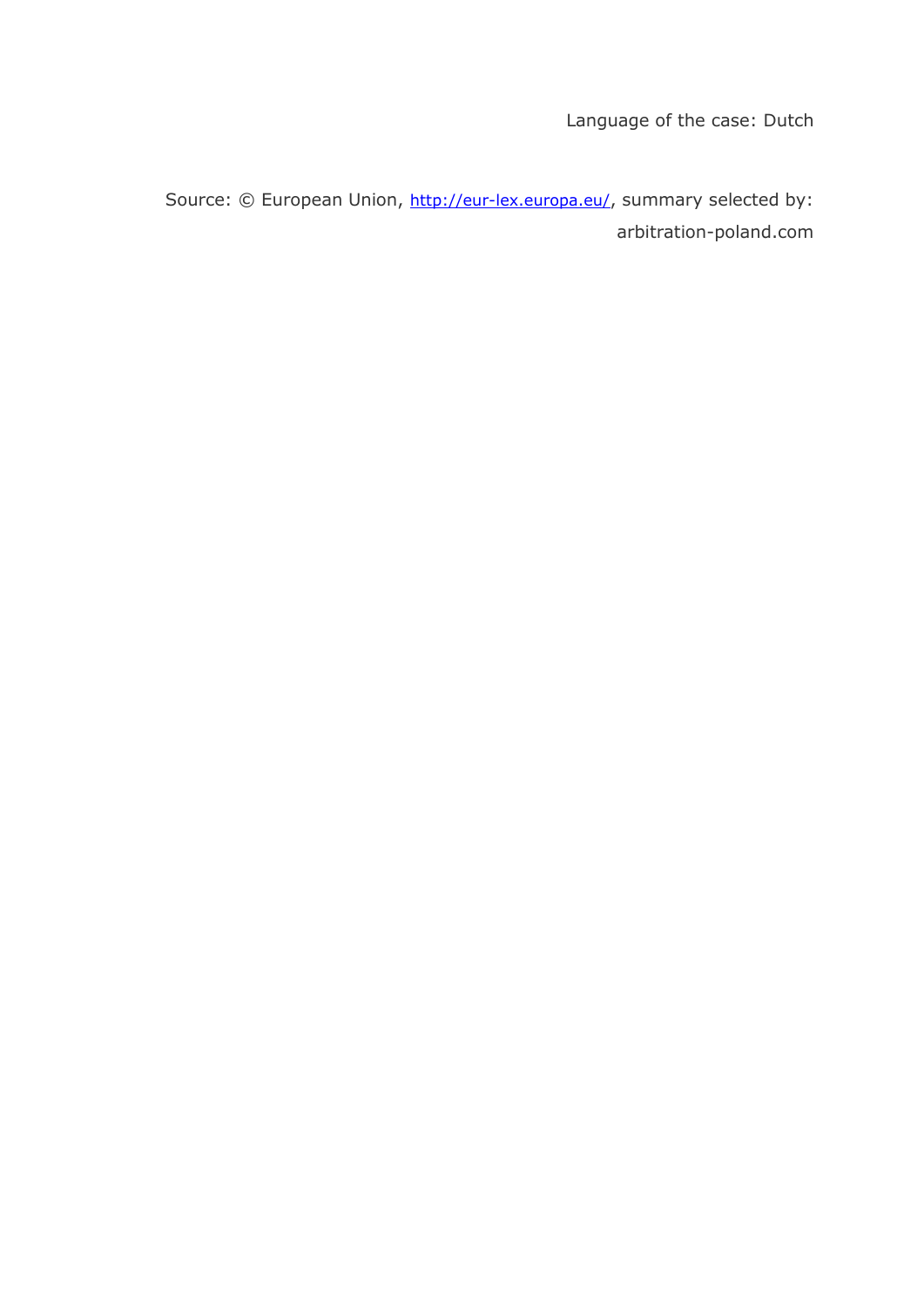Language of the case: Dutch

Source: © European Union, http://eur-lex.europa.eu/, summary selected by: arbitration-poland.com